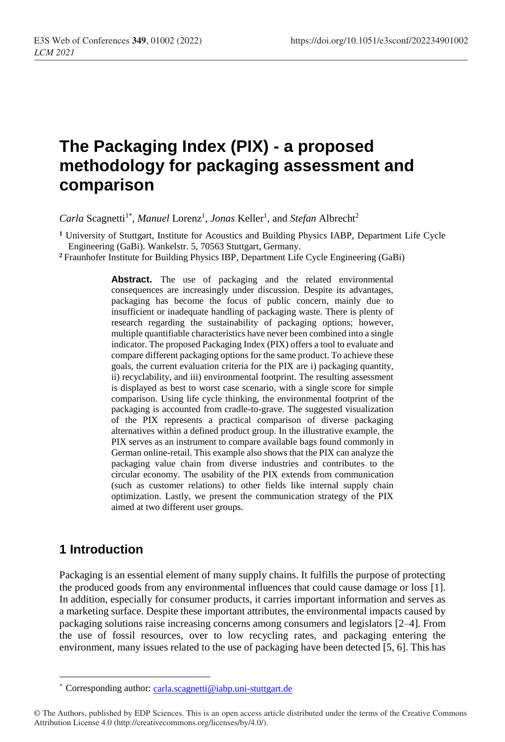# The Packaging Index (PIX) - a proposed methodology for packaging assessment and comparison

*Carla* Scagnetti[1*], *Manuel* Lorenz[1], *Jonas* Keller[1], and *Stefan* Albrecht[2]

[1] University of Stuttgart, Institute for Acoustics and Building Physics IABP, Department Life Cycle Engineering (GaBi). Wankelstr. 5, 70563 Stuttgart, Germany.

[2] Fraunhofer Institute for Building Physics IBP, Department Life Cycle Engineering (GaBi)

**Abstract.** The use of packaging and the related environmental consequences are increasingly under discussion. Despite its advantages, packaging has become the focus of public concern, mainly due to insufficient or inadequate handling of packaging waste. There is plenty of research regarding the sustainability of packaging options; however, multiple quantifiable characteristics have never been combined into a single indicator. The proposed Packaging Index (PIX) offers a tool to evaluate and compare different packaging options for the same product. To achieve these goals, the current evaluation criteria for the PIX are i) packaging quantity, ii) recyclability, and iii) environmental footprint. The resulting assessment is displayed as best to worst case scenario, with a single score for simple comparison. Using life cycle thinking, the environmental footprint of the packaging is accounted from cradle-to-grave. The suggested visualization of the PIX represents a practical comparison of diverse packaging alternatives within a defined product group. In the illustrative example, the PIX serves as an instrument to compare available bags found commonly in German online-retail. This example also shows that the PIX can analyze the packaging value chain from diverse industries and contributes to the circular economy. The usability of the PIX extends from communication (such as customer relations) to other fields like internal supply chain optimization. Lastly, we present the communication strategy of the PIX aimed at two different user groups.

## 1 Introduction

Packaging is an essential element of many supply chains. It fulfills the purpose of protecting the produced goods from any environmental influences that could cause damage or loss [1]. In addition, especially for consumer products, it carries important information and serves as a marketing surface. Despite these important attributes, the environmental impacts caused by packaging solutions raise increasing concerns among consumers and legislators [2–4]. From the use of fossil resources, over to low recycling rates, and packaging entering the environment, many issues related to the use of packaging have been detected [5, 6]. This has

* Corresponding author: carla.scagnetti@iabp.uni-stuttgart.de

© The Authors, published by EDP Sciences. This is an open access article distributed under the terms of the Creative Commons Attribution License 4.0 (http://creativecommons.org/licenses/by/4.0/).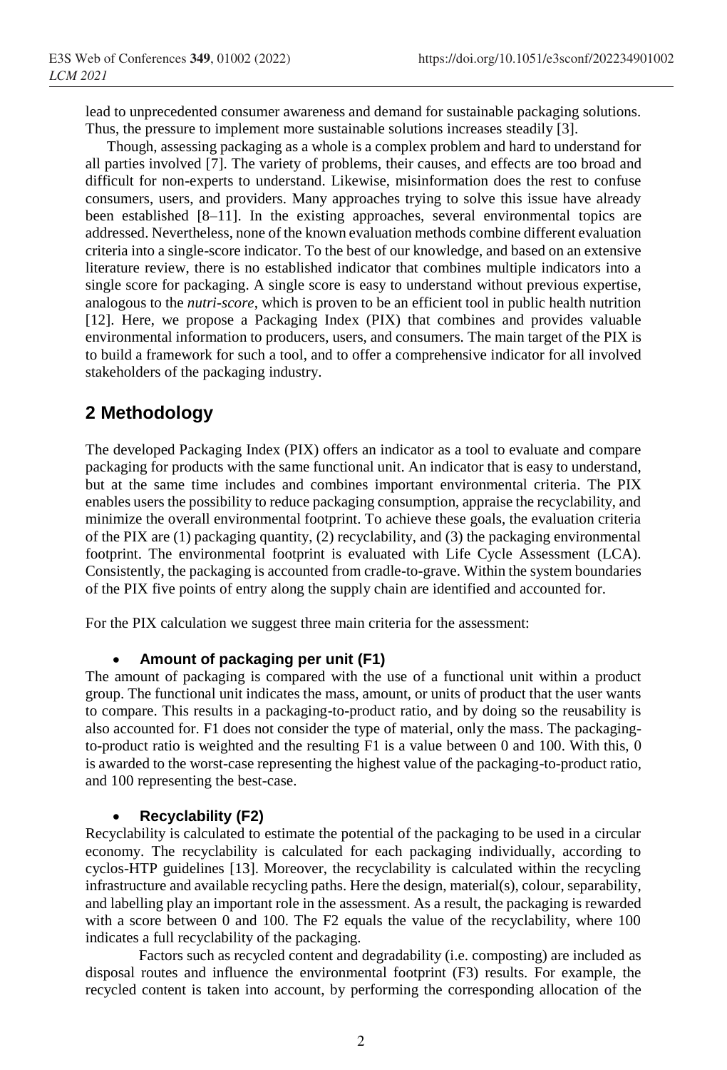lead to unprecedented consumer awareness and demand for sustainable packaging solutions. Thus, the pressure to implement more sustainable solutions increases steadily [3].

Though, assessing packaging as a whole is a complex problem and hard to understand for all parties involved [7]. The variety of problems, their causes, and effects are too broad and difficult for non-experts to understand. Likewise, misinformation does the rest to confuse consumers, users, and providers. Many approaches trying to solve this issue have already been established [8–11]. In the existing approaches, several environmental topics are addressed. Nevertheless, none of the known evaluation methods combine different evaluation criteria into a single-score indicator. To the best of our knowledge, and based on an extensive literature review, there is no established indicator that combines multiple indicators into a single score for packaging. A single score is easy to understand without previous expertise, analogous to the *nutri-score*, which is proven to be an efficient tool in public health nutrition [12]. Here, we propose a Packaging Index (PIX) that combines and provides valuable environmental information to producers, users, and consumers. The main target of the PIX is to build a framework for such a tool, and to offer a comprehensive indicator for all involved stakeholders of the packaging industry.

## 2 Methodology

The developed Packaging Index (PIX) offers an indicator as a tool to evaluate and compare packaging for products with the same functional unit. An indicator that is easy to understand, but at the same time includes and combines important environmental criteria. The PIX enables users the possibility to reduce packaging consumption, appraise the recyclability, and minimize the overall environmental footprint. To achieve these goals, the evaluation criteria of the PIX are (1) packaging quantity, (2) recyclability, and (3) the packaging environmental footprint. The environmental footprint is evaluated with Life Cycle Assessment (LCA). Consistently, the packaging is accounted from cradle-to-grave. Within the system boundaries of the PIX five points of entry along the supply chain are identified and accounted for.

For the PIX calculation we suggest three main criteria for the assessment:

- **Amount of packaging per unit (F1)**

The amount of packaging is compared with the use of a functional unit within a product group. The functional unit indicates the mass, amount, or units of product that the user wants to compare. This results in a packaging-to-product ratio, and by doing so the reusability is also accounted for. F1 does not consider the type of material, only the mass. The packaging-to-product ratio is weighted and the resulting F1 is a value between 0 and 100. With this, 0 is awarded to the worst-case representing the highest value of the packaging-to-product ratio, and 100 representing the best-case.

- **Recyclability (F2)**

Recyclability is calculated to estimate the potential of the packaging to be used in a circular economy. The recyclability is calculated for each packaging individually, according to cyclos-HTP guidelines [13]. Moreover, the recyclability is calculated within the recycling infrastructure and available recycling paths. Here the design, material(s), colour, separability, and labelling play an important role in the assessment. As a result, the packaging is rewarded with a score between 0 and 100. The F2 equals the value of the recyclability, where 100 indicates a full recyclability of the packaging.

Factors such as recycled content and degradability (i.e. composting) are included as disposal routes and influence the environmental footprint (F3) results. For example, the recycled content is taken into account, by performing the corresponding allocation of the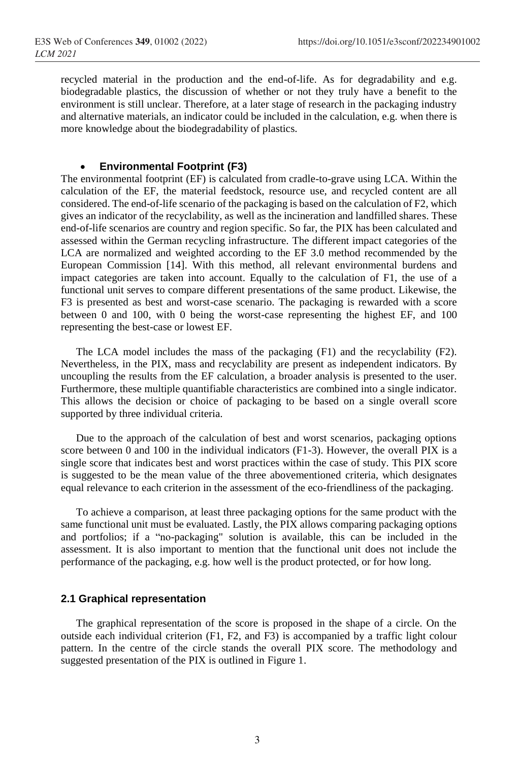recycled material in the production and the end-of-life. As for degradability and e.g. biodegradable plastics, the discussion of whether or not they truly have a benefit to the environment is still unclear. Therefore, at a later stage of research in the packaging industry and alternative materials, an indicator could be included in the calculation, e.g. when there is more knowledge about the biodegradability of plastics.

- **Environmental Footprint (F3)**

The environmental footprint (EF) is calculated from cradle-to-grave using LCA. Within the calculation of the EF, the material feedstock, resource use, and recycled content are all considered. The end-of-life scenario of the packaging is based on the calculation of F2, which gives an indicator of the recyclability, as well as the incineration and landfilled shares. These end-of-life scenarios are country and region specific. So far, the PIX has been calculated and assessed within the German recycling infrastructure. The different impact categories of the LCA are normalized and weighted according to the EF 3.0 method recommended by the European Commission [14]. With this method, all relevant environmental burdens and impact categories are taken into account. Equally to the calculation of F1, the use of a functional unit serves to compare different presentations of the same product. Likewise, the F3 is presented as best and worst-case scenario. The packaging is rewarded with a score between 0 and 100, with 0 being the worst-case representing the highest EF, and 100 representing the best-case or lowest EF.

The LCA model includes the mass of the packaging (F1) and the recyclability (F2). Nevertheless, in the PIX, mass and recyclability are present as independent indicators. By uncoupling the results from the EF calculation, a broader analysis is presented to the user. Furthermore, these multiple quantifiable characteristics are combined into a single indicator. This allows the decision or choice of packaging to be based on a single overall score supported by three individual criteria.

Due to the approach of the calculation of best and worst scenarios, packaging options score between 0 and 100 in the individual indicators (F1-3). However, the overall PIX is a single score that indicates best and worst practices within the case of study. This PIX score is suggested to be the mean value of the three abovementioned criteria, which designates equal relevance to each criterion in the assessment of the eco-friendliness of the packaging.

To achieve a comparison, at least three packaging options for the same product with the same functional unit must be evaluated. Lastly, the PIX allows comparing packaging options and portfolios; if a "no-packaging" solution is available, this can be included in the assessment. It is also important to mention that the functional unit does not include the performance of the packaging, e.g. how well is the product protected, or for how long.

### 2.1 Graphical representation

The graphical representation of the score is proposed in the shape of a circle. On the outside each individual criterion (F1, F2, and F3) is accompanied by a traffic light colour pattern. In the centre of the circle stands the overall PIX score. The methodology and suggested presentation of the PIX is outlined in Figure 1.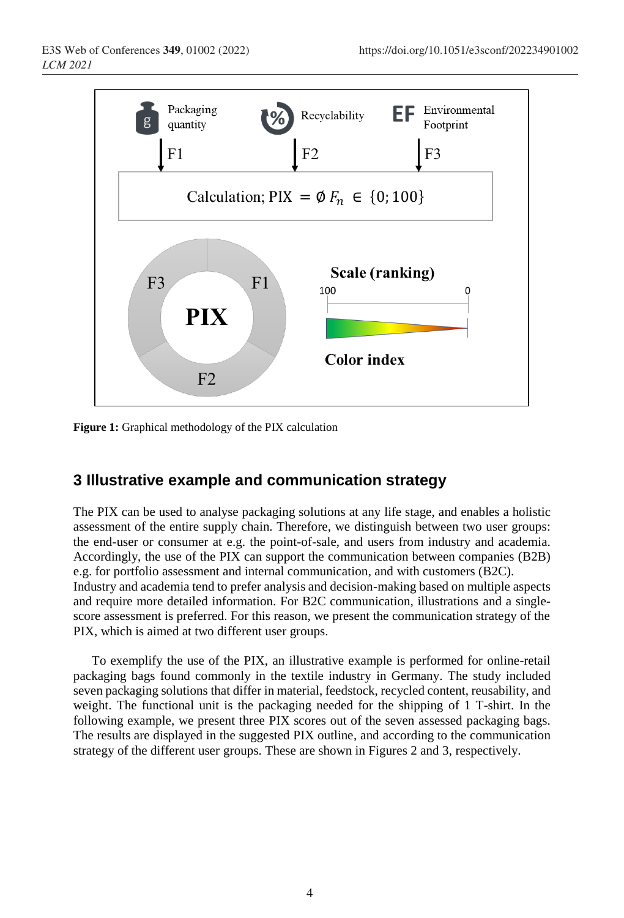Packaging quantity

Recyclability

Environmental Footprint

F1 F2 F3

Calculation; PIX $= \emptyset F_n \in \{0; 100\}$

Scale (ranking)

100 0

Color index

**Figure 1:** Graphical methodology of the PIX calculation

## 3 Illustrative example and communication strategy

The PIX can be used to analyse packaging solutions at any life stage, and enables a holistic assessment of the entire supply chain. Therefore, we distinguish between two user groups: the end-user or consumer at e.g. the point-of-sale, and users from industry and academia. Accordingly, the use of the PIX can support the communication between companies (B2B) e.g. for portfolio assessment and internal communication, and with customers (B2C).
Industry and academia tend to prefer analysis and decision-making based on multiple aspects and require more detailed information. For B2C communication, illustrations and a single-score assessment is preferred. For this reason, we present the communication strategy of the PIX, which is aimed at two different user groups.

To exemplify the use of the PIX, an illustrative example is performed for online-retail packaging bags found commonly in the textile industry in Germany. The study included seven packaging solutions that differ in material, feedstock, recycled content, reusability, and weight. The functional unit is the packaging needed for the shipping of 1 T-shirt. In the following example, we present three PIX scores out of the seven assessed packaging bags. The results are displayed in the suggested PIX outline, and according to the communication strategy of the different user groups. These are shown in Figures 2 and 3, respectively.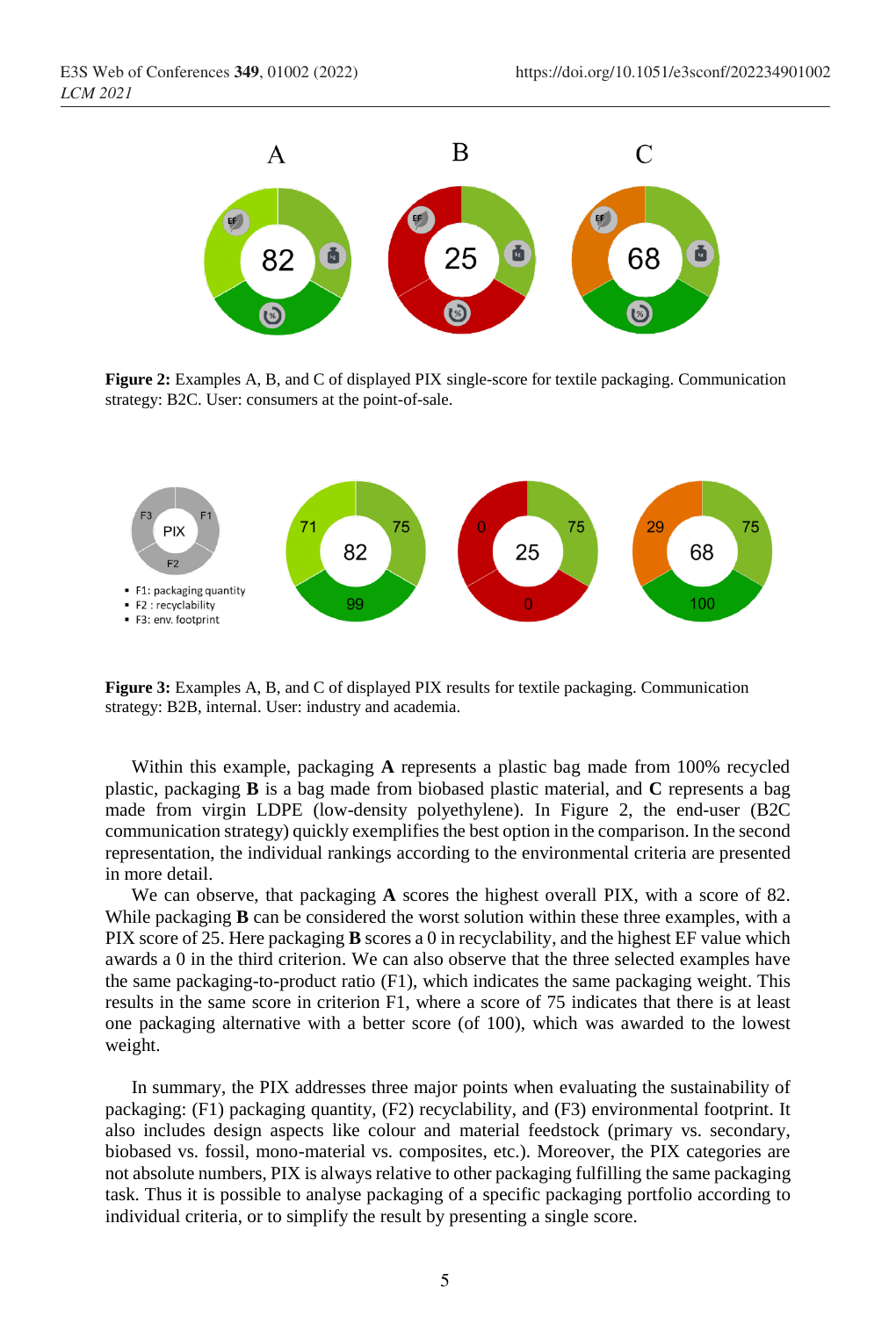**Figure 2:** Examples A, B, and C of displayed PIX single-score for textile packaging. Communication strategy: B2C. User: consumers at the point-of-sale.

**Figure 3:** Examples A, B, and C of displayed PIX results for textile packaging. Communication strategy: B2B, internal. User: industry and academia.

Within this example, packaging **A** represents a plastic bag made from 100% recycled plastic, packaging **B** is a bag made from biobased plastic material, and **C** represents a bag made from virgin LDPE (low-density polyethylene). In Figure 2, the end-user (B2C communication strategy) quickly exemplifies the best option in the comparison. In the second representation, the individual rankings according to the environmental criteria are presented in more detail.

We can observe, that packaging **A** scores the highest overall PIX, with a score of 82. While packaging **B** can be considered the worst solution within these three examples, with a PIX score of 25. Here packaging **B** scores a 0 in recyclability, and the highest EF value which awards a 0 in the third criterion. We can also observe that the three selected examples have the same packaging-to-product ratio (F1), which indicates the same packaging weight. This results in the same score in criterion F1, where a score of 75 indicates that there is at least one packaging alternative with a better score (of 100), which was awarded to the lowest weight.

In summary, the PIX addresses three major points when evaluating the sustainability of packaging: (F1) packaging quantity, (F2) recyclability, and (F3) environmental footprint. It also includes design aspects like colour and material feedstock (primary vs. secondary, biobased vs. fossil, mono-material vs. composites, etc.). Moreover, the PIX categories are not absolute numbers, PIX is always relative to other packaging fulfilling the same packaging task. Thus it is possible to analyse packaging of a specific packaging portfolio according to individual criteria, or to simplify the result by presenting a single score.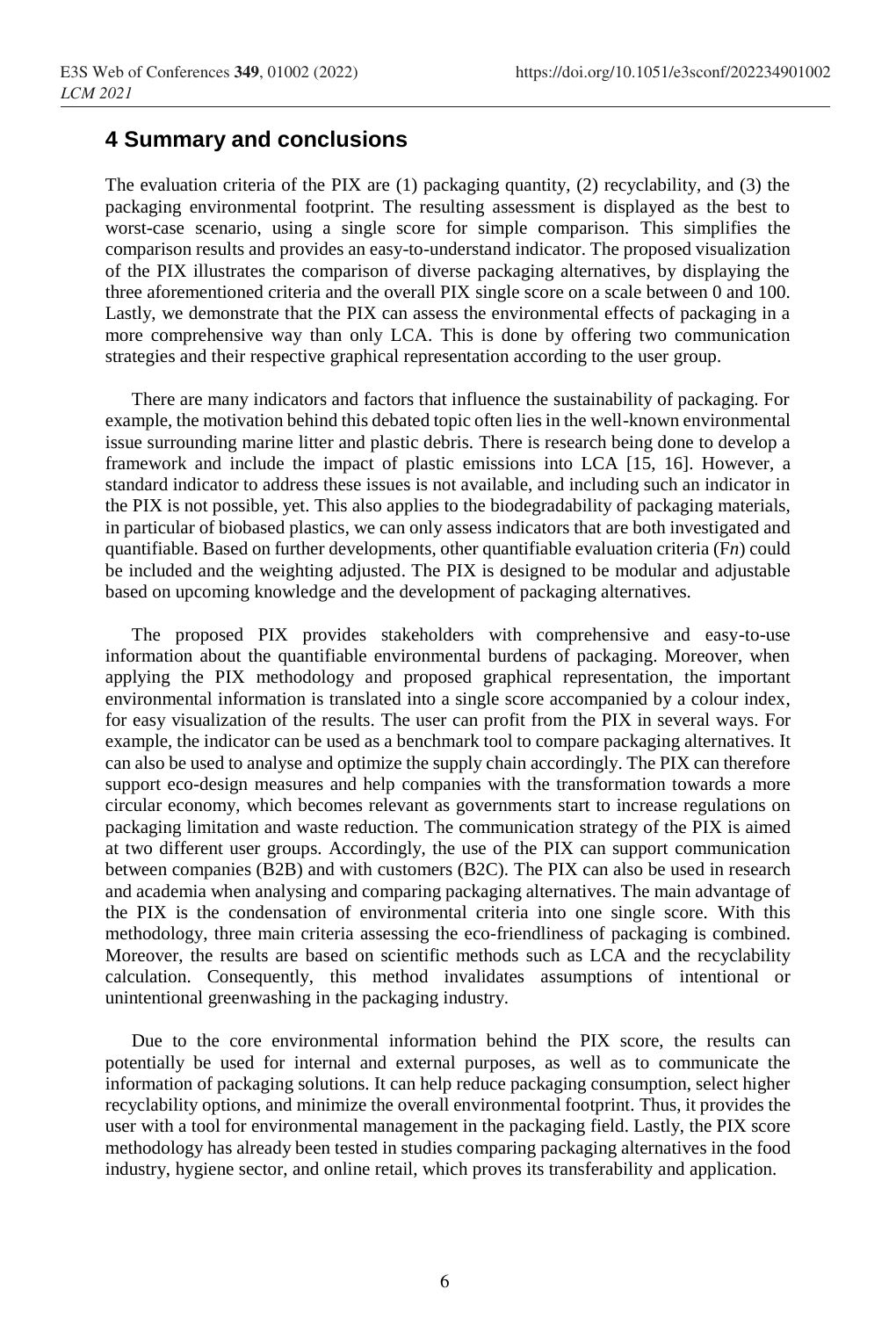## 4 Summary and conclusions

The evaluation criteria of the PIX are (1) packaging quantity, (2) recyclability, and (3) the packaging environmental footprint. The resulting assessment is displayed as the best to worst-case scenario, using a single score for simple comparison. This simplifies the comparison results and provides an easy-to-understand indicator. The proposed visualization of the PIX illustrates the comparison of diverse packaging alternatives, by displaying the three aforementioned criteria and the overall PIX single score on a scale between 0 and 100. Lastly, we demonstrate that the PIX can assess the environmental effects of packaging in a more comprehensive way than only LCA. This is done by offering two communication strategies and their respective graphical representation according to the user group.

There are many indicators and factors that influence the sustainability of packaging. For example, the motivation behind this debated topic often lies in the well-known environmental issue surrounding marine litter and plastic debris. There is research being done to develop a framework and include the impact of plastic emissions into LCA [15, 16]. However, a standard indicator to address these issues is not available, and including such an indicator in the PIX is not possible, yet. This also applies to the biodegradability of packaging materials, in particular of biobased plastics, we can only assess indicators that are both investigated and quantifiable. Based on further developments, other quantifiable evaluation criteria (F*n*) could be included and the weighting adjusted. The PIX is designed to be modular and adjustable based on upcoming knowledge and the development of packaging alternatives.

The proposed PIX provides stakeholders with comprehensive and easy-to-use information about the quantifiable environmental burdens of packaging. Moreover, when applying the PIX methodology and proposed graphical representation, the important environmental information is translated into a single score accompanied by a colour index, for easy visualization of the results. The user can profit from the PIX in several ways. For example, the indicator can be used as a benchmark tool to compare packaging alternatives. It can also be used to analyse and optimize the supply chain accordingly. The PIX can therefore support eco-design measures and help companies with the transformation towards a more circular economy, which becomes relevant as governments start to increase regulations on packaging limitation and waste reduction. The communication strategy of the PIX is aimed at two different user groups. Accordingly, the use of the PIX can support communication between companies (B2B) and with customers (B2C). The PIX can also be used in research and academia when analysing and comparing packaging alternatives. The main advantage of the PIX is the condensation of environmental criteria into one single score. With this methodology, three main criteria assessing the eco-friendliness of packaging is combined. Moreover, the results are based on scientific methods such as LCA and the recyclability calculation. Consequently, this method invalidates assumptions of intentional or unintentional greenwashing in the packaging industry.

Due to the core environmental information behind the PIX score, the results can potentially be used for internal and external purposes, as well as to communicate the information of packaging solutions. It can help reduce packaging consumption, select higher recyclability options, and minimize the overall environmental footprint. Thus, it provides the user with a tool for environmental management in the packaging field. Lastly, the PIX score methodology has already been tested in studies comparing packaging alternatives in the food industry, hygiene sector, and online retail, which proves its transferability and application.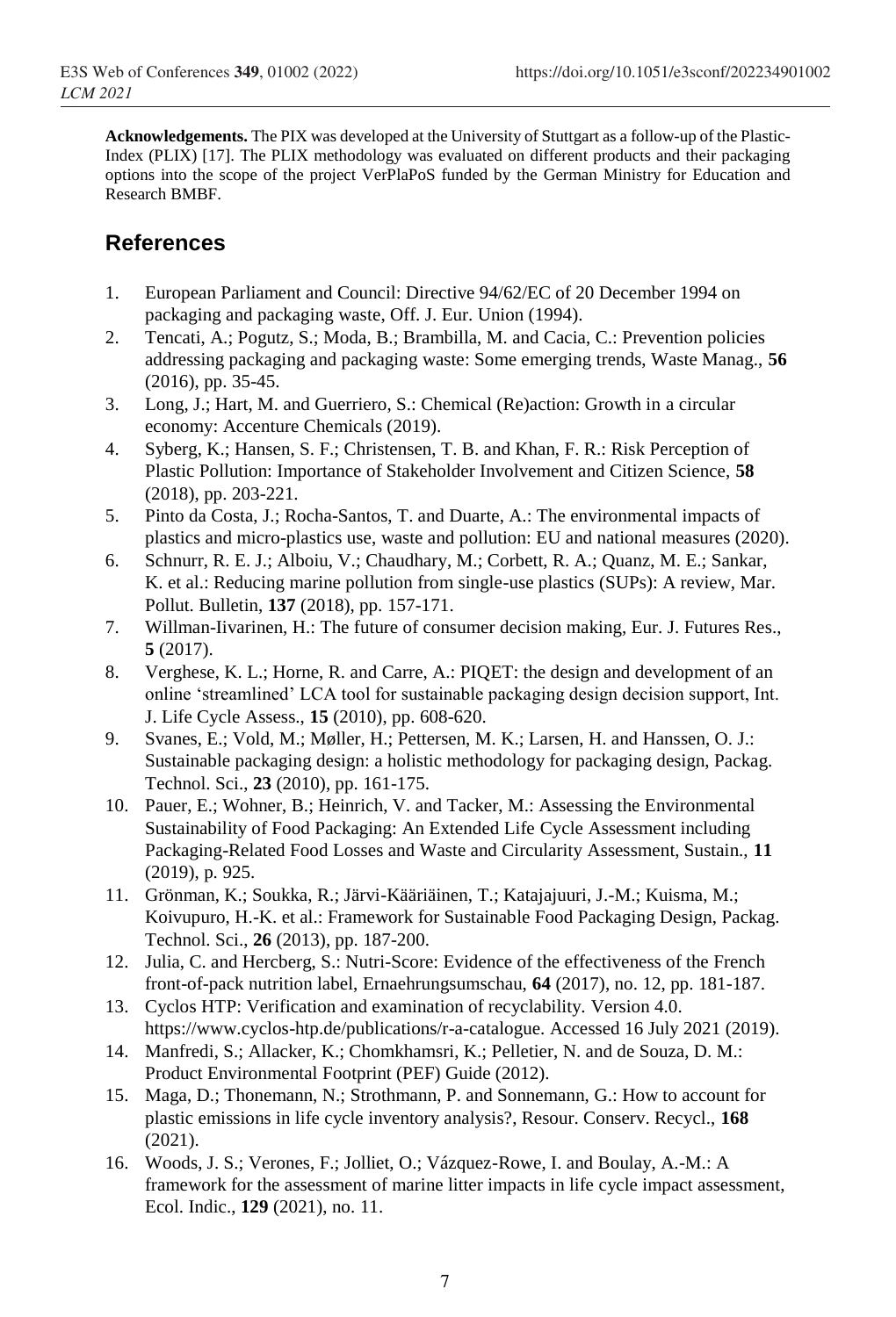**Acknowledgements.** The PIX was developed at the University of Stuttgart as a follow-up of the Plastic-Index (PLIX) [17]. The PLIX methodology was evaluated on different products and their packaging options into the scope of the project VerPlaPoS funded by the German Ministry for Education and Research BMBF.

## References

1. European Parliament and Council: Directive 94/62/EC of 20 December 1994 on packaging and packaging waste, Off. J. Eur. Union (1994).
2. Tencati, A.; Pogutz, S.; Moda, B.; Brambilla, M. and Cacia, C.: Prevention policies addressing packaging and packaging waste: Some emerging trends, Waste Manag., **56** (2016), pp. 35-45.
3. Long, J.; Hart, M. and Guerriero, S.: Chemical (Re)action: Growth in a circular economy: Accenture Chemicals (2019).
4. Syberg, K.; Hansen, S. F.; Christensen, T. B. and Khan, F. R.: Risk Perception of Plastic Pollution: Importance of Stakeholder Involvement and Citizen Science, **58** (2018), pp. 203-221.
5. Pinto da Costa, J.; Rocha-Santos, T. and Duarte, A.: The environmental impacts of plastics and micro-plastics use, waste and pollution: EU and national measures (2020).
6. Schnurr, R. E. J.; Alboiu, V.; Chaudhary, M.; Corbett, R. A.; Quanz, M. E.; Sankar, K. et al.: Reducing marine pollution from single-use plastics (SUPs): A review, Mar. Pollut. Bulletin, **137** (2018), pp. 157-171.
7. Willman-Iivarinen, H.: The future of consumer decision making, Eur. J. Futures Res., **5** (2017).
8. Verghese, K. L.; Horne, R. and Carre, A.: PIQET: the design and development of an online 'streamlined' LCA tool for sustainable packaging design decision support, Int. J. Life Cycle Assess., **15** (2010), pp. 608-620.
9. Svanes, E.; Vold, M.; Møller, H.; Pettersen, M. K.; Larsen, H. and Hanssen, O. J.: Sustainable packaging design: a holistic methodology for packaging design, Packag. Technol. Sci., **23** (2010), pp. 161-175.
10. Pauer, E.; Wohner, B.; Heinrich, V. and Tacker, M.: Assessing the Environmental Sustainability of Food Packaging: An Extended Life Cycle Assessment including Packaging-Related Food Losses and Waste and Circularity Assessment, Sustain., **11** (2019), p. 925.
11. Grönman, K.; Soukka, R.; Järvi-Kääriäinen, T.; Katajajuuri, J.-M.; Kuisma, M.; Koivupuro, H.-K. et al.: Framework for Sustainable Food Packaging Design, Packag. Technol. Sci., **26** (2013), pp. 187-200.
12. Julia, C. and Hercberg, S.: Nutri-Score: Evidence of the effectiveness of the French front-of-pack nutrition label, Ernaehrungsumschau, **64** (2017), no. 12, pp. 181-187.
13. Cyclos HTP: Verification and examination of recyclability. Version 4.0. https://www.cyclos-htp.de/publications/r-a-catalogue. Accessed 16 July 2021 (2019).
14. Manfredi, S.; Allacker, K.; Chomkhamsri, K.; Pelletier, N. and de Souza, D. M.: Product Environmental Footprint (PEF) Guide (2012).
15. Maga, D.; Thonemann, N.; Strothmann, P. and Sonnemann, G.: How to account for plastic emissions in life cycle inventory analysis?, Resour. Conserv. Recycl., **168** (2021).
16. Woods, J. S.; Verones, F.; Jolliet, O.; Vázquez-Rowe, I. and Boulay, A.-M.: A framework for the assessment of marine litter impacts in life cycle impact assessment, Ecol. Indic., **129** (2021), no. 11.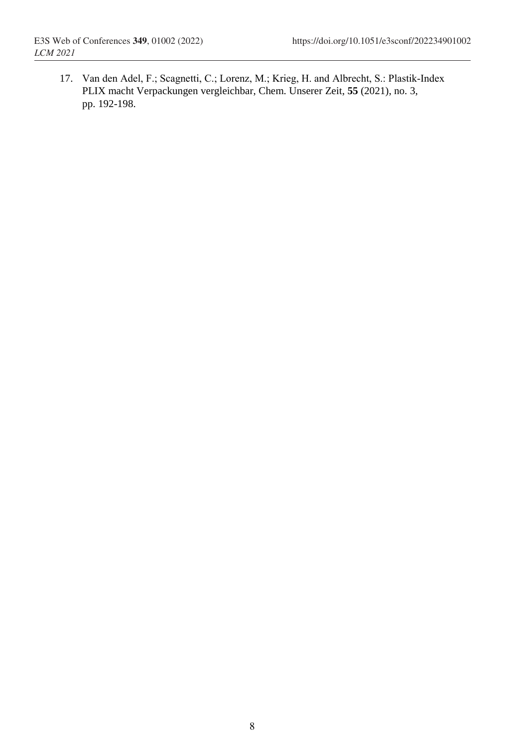17. Van den Adel, F.; Scagnetti, C.; Lorenz, M.; Krieg, H. and Albrecht, S.: Plastik-Index PLIX macht Verpackungen vergleichbar, Chem. Unserer Zeit, **55** (2021), no. 3, pp. 192-198.